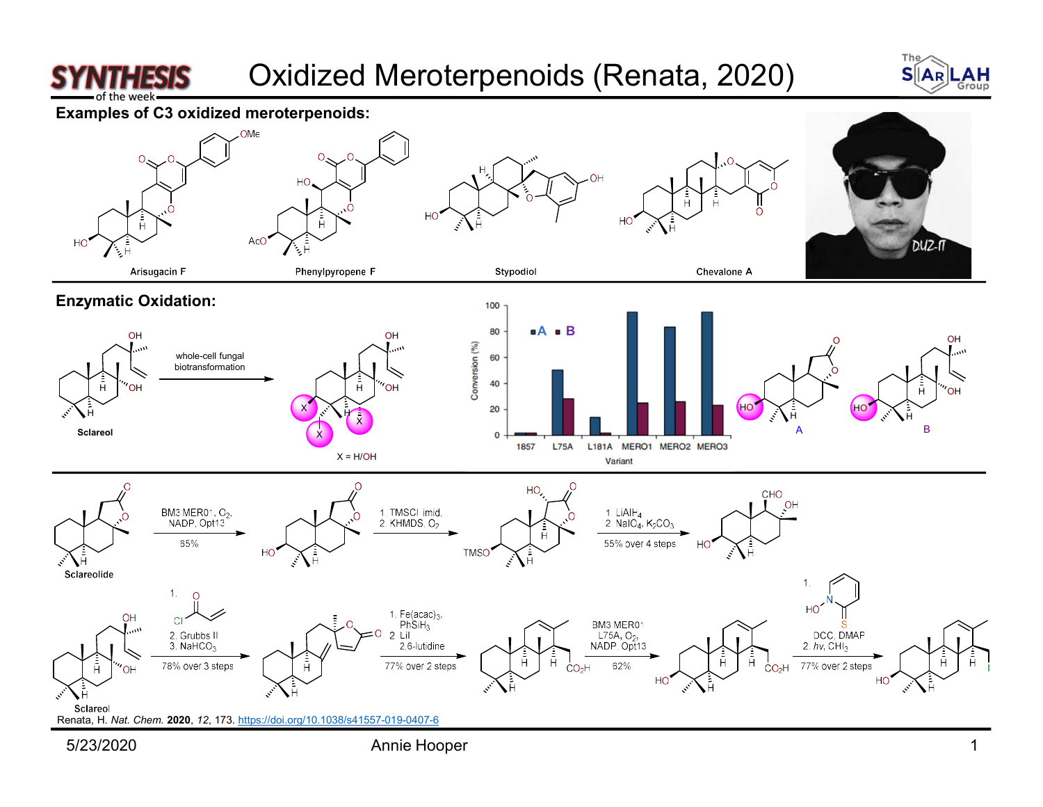# Oxidized Meroterpenoids (Renata, 2020)

## Examples of C3 oxidized meroterpenoids:

Arisugacin F

Phenylpyropene F

Stypodiol

Chevalone A

## Enzymatic Oxidation:

Sclareol → whole-cell fungal biotransformation

X = H/OH

| Variant | A (Conversion %) | B (Conversion %) |
|---|---|---|
| 1857 | ~2 | ~2 |
| L75A | ~50 | ~28 |
| L181A | ~14 | ~2 |
| MERO1 | ~95 | ~25 |
| MERO2 | ~83 | ~26 |
| MERO3 | ~95 | ~23 |

Sclareolide → BM3 MERO1, $O_2$, NADP, Opt13 (85%) → 1. TMSCl imid. 2. KHMDS, $O_2$ → 1. $LiAlH_4$ 2. $NaIO_4$, $K_2CO_3$ (55% over 4 steps)

Sclareol → 1. acryloyl chloride 2. Grubbs II 3. $NaHCO_3$ (78% over 3 steps) → 1. $Fe(acac)_3$, $PhSiH_3$ 2. LiI, 2,6-lutidine (77% over 2 steps) → BM3 MERO1 L75A, $O_2$, NADP, Opt13 (62%) → 1. N-hydroxypyridine-2-thione, DCC, DMAP 2. hν, $CHI_3$ (77% over 2 steps)

Renata, H. *Nat. Chem.* **2020**, *12*, 173. https://doi.org/10.1038/s41557-019-0407-6

5/23/2020 Annie Hooper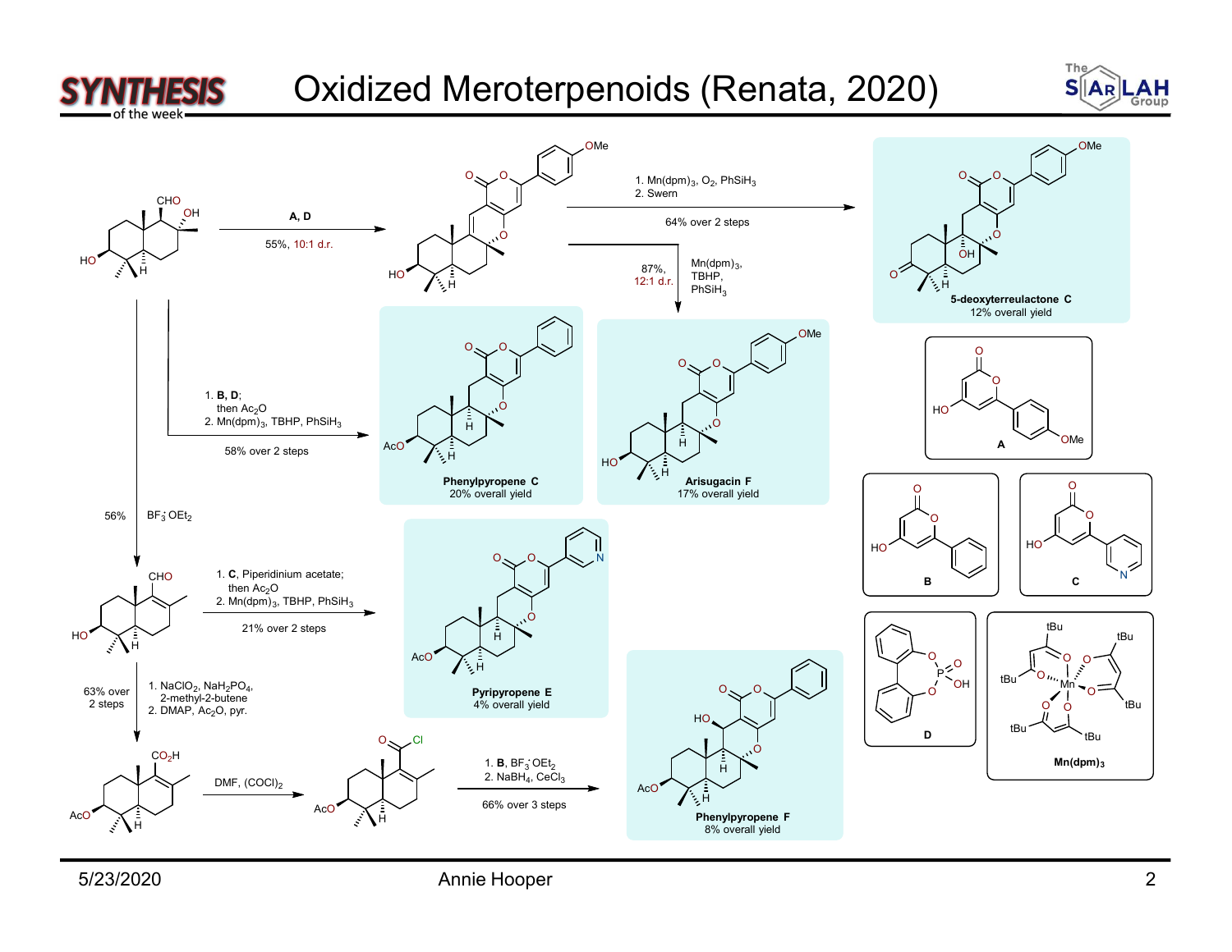# Oxidized Meroterpenoids (Renata, 2020)

**A, D**

55%, 10:1 d.r.

1. $Mn(dpm)_3$, $O_2$, $PhSiH_3$
2. Swern

64% over 2 steps

**5-deoxyterreulactone C**
12% overall yield

87%, 12:1 d.r.

$Mn(dpm)_3$, TBHP, $PhSiH_3$

**Arisugacin F**
17% overall yield

1. **B**, **D**; then $Ac_2O$
2. $Mn(dpm)_3$, TBHP, $PhSiH_3$

58% over 2 steps

**Phenylpyropene C**
20% overall yield

56% $BF_3 \cdot OEt_2$

1. **C**, Piperidinium acetate; then $Ac_2O$
2. $Mn(dpm)_3$, TBHP, $PhSiH_3$

21% over 2 steps

**Pyripyropene E**
4% overall yield

63% over 2 steps

1. $NaClO_2$, $NaH_2PO_4$, 2-methyl-2-butene
2. DMAP, $Ac_2O$, pyr.

DMF, $(COCl)_2$

1. **B**, $BF_3 \cdot OEt_2$
2. $NaBH_4$, $CeCl_3$

66% over 3 steps

**Phenylpyropene F**
8% overall yield

**A**

**B**

**C**

**D**

**Mn(dpm)₃**

5/23/2020 Annie Hooper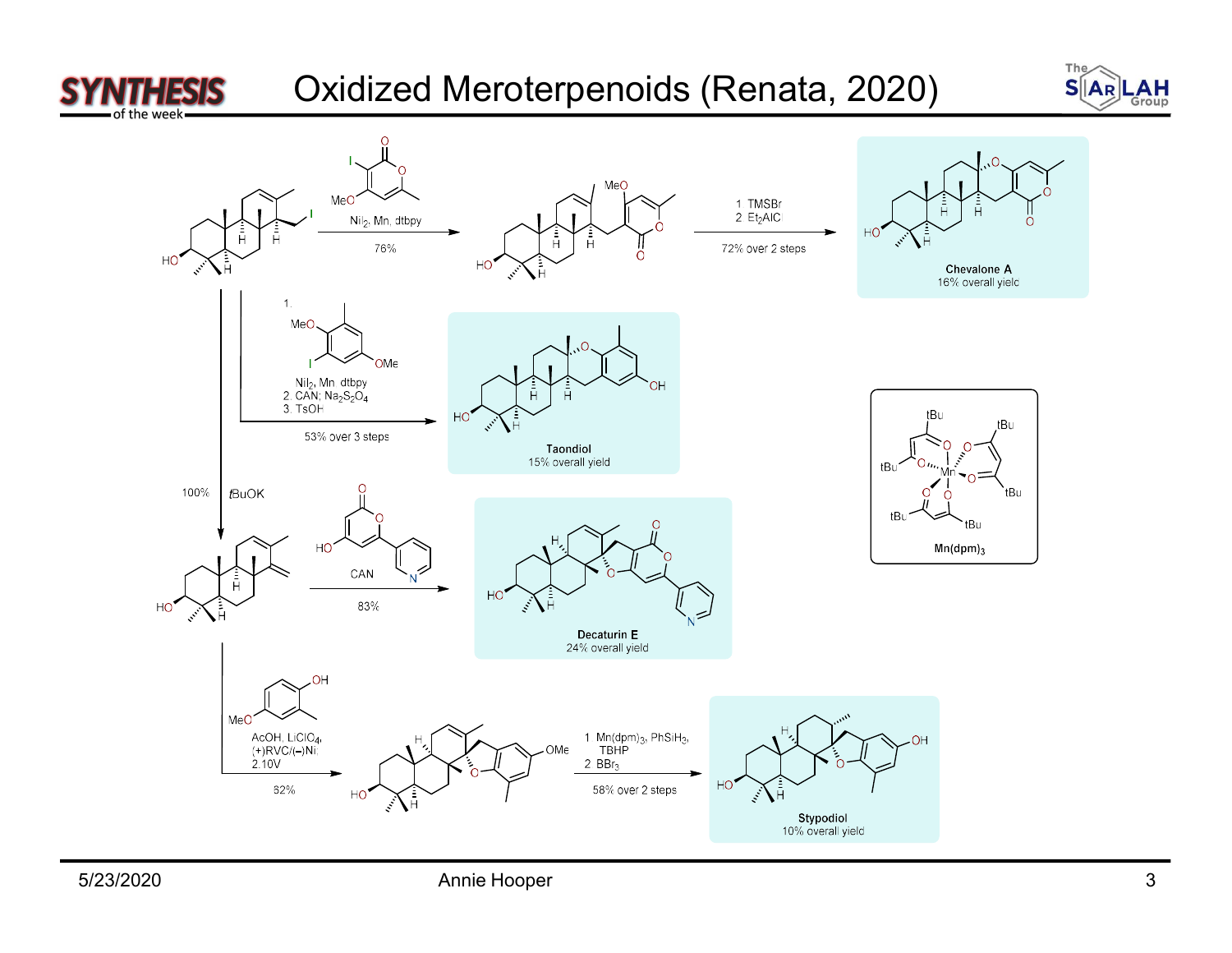# Oxidized Meroterpenoids (Renata, 2020)

$NiI_2$, Mn, dtbpy

76%

1. TMSBr
2. $Et_2AlCl$

72% over 2 steps

**Chevalone A**
16% overall yield

1. $NiI_2$, Mn, dtbpy
2. CAN; $Na_2S_2O_4$
3. TsOH

53% over 3 steps

**Taondiol**
15% overall yield

100% *t*BuOK

CAN

83%

**Decaturin E**
24% overall yield

**Mn(dpm)$_3$**

AcOH, $LiClO_4$,
(+)RVC/(−)Ni,
2.10V

62%

1. Mn(dpm)$_3$, $PhSiH_3$, TBHP
2. $BBr_3$

58% over 2 steps

**Stypodiol**
10% overall yield